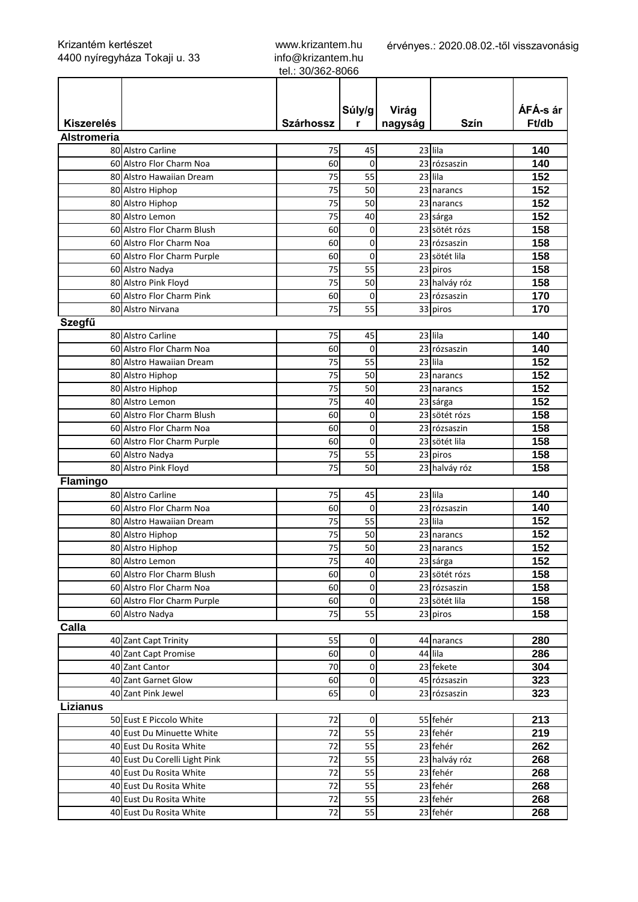Krizantém kertészet
4400 nyíregyháza Tokaji u. 33

www.krizantem.hu
info@krizantem.hu
tel.: 30/362-8066

érvényes.: 2020.08.02.-től visszavonásig

| Kiszerelés | | Szárhossz | Súly/gr | Virág nagyság | Szín | ÁFÁ-s ár Ft/db |
|---|---|---|---|---|---|---|
| **Alstromeria** | | | | | | |
| 80 | Alstro Carline | 75 | 45 | 23 | lila | **140** |
| 60 | Alstro Flor Charm Noa | 60 | 0 | 23 | rózsaszin | **140** |
| 80 | Alstro Hawaiian Dream | 75 | 55 | 23 | lila | **152** |
| 80 | Alstro Hiphop | 75 | 50 | 23 | narancs | **152** |
| 80 | Alstro Hiphop | 75 | 50 | 23 | narancs | **152** |
| 80 | Alstro Lemon | 75 | 40 | 23 | sárga | **152** |
| 60 | Alstro Flor Charm Blush | 60 | 0 | 23 | sötét rózs | **158** |
| 60 | Alstro Flor Charm Noa | 60 | 0 | 23 | rózsaszin | **158** |
| 60 | Alstro Flor Charm Purple | 60 | 0 | 23 | sötét lila | **158** |
| 60 | Alstro Nadya | 75 | 55 | 23 | piros | **158** |
| 80 | Alstro Pink Floyd | 75 | 50 | 23 | halváy róz | **158** |
| 60 | Alstro Flor Charm Pink | 60 | 0 | 23 | rózsaszin | **170** |
| 80 | Alstro Nirvana | 75 | 55 | 33 | piros | **170** |
| **Szegfű** | | | | | | |
| 80 | Alstro Carline | 75 | 45 | 23 | lila | **140** |
| 60 | Alstro Flor Charm Noa | 60 | 0 | 23 | rózsaszin | **140** |
| 80 | Alstro Hawaiian Dream | 75 | 55 | 23 | lila | **152** |
| 80 | Alstro Hiphop | 75 | 50 | 23 | narancs | **152** |
| 80 | Alstro Hiphop | 75 | 50 | 23 | narancs | **152** |
| 80 | Alstro Lemon | 75 | 40 | 23 | sárga | **152** |
| 60 | Alstro Flor Charm Blush | 60 | 0 | 23 | sötét rózs | **158** |
| 60 | Alstro Flor Charm Noa | 60 | 0 | 23 | rózsaszin | **158** |
| 60 | Alstro Flor Charm Purple | 60 | 0 | 23 | sötét lila | **158** |
| 60 | Alstro Nadya | 75 | 55 | 23 | piros | **158** |
| 80 | Alstro Pink Floyd | 75 | 50 | 23 | halváy róz | **158** |
| **Flamingo** | | | | | | |
| 80 | Alstro Carline | 75 | 45 | 23 | lila | **140** |
| 60 | Alstro Flor Charm Noa | 60 | 0 | 23 | rózsaszin | **140** |
| 80 | Alstro Hawaiian Dream | 75 | 55 | 23 | lila | **152** |
| 80 | Alstro Hiphop | 75 | 50 | 23 | narancs | **152** |
| 80 | Alstro Hiphop | 75 | 50 | 23 | narancs | **152** |
| 80 | Alstro Lemon | 75 | 40 | 23 | sárga | **152** |
| 60 | Alstro Flor Charm Blush | 60 | 0 | 23 | sötét rózs | **158** |
| 60 | Alstro Flor Charm Noa | 60 | 0 | 23 | rózsaszin | **158** |
| 60 | Alstro Flor Charm Purple | 60 | 0 | 23 | sötét lila | **158** |
| 60 | Alstro Nadya | 75 | 55 | 23 | piros | **158** |
| **Calla** | | | | | | |
| 40 | Zant Capt Trinity | 55 | 0 | 44 | narancs | **280** |
| 40 | Zant Capt Promise | 60 | 0 | 44 | lila | **286** |
| 40 | Zant Cantor | 70 | 0 | 23 | fekete | **304** |
| 40 | Zant Garnet Glow | 60 | 0 | 45 | rózsaszin | **323** |
| 40 | Zant Pink Jewel | 65 | 0 | 23 | rózsaszin | **323** |
| **Lizianus** | | | | | | |
| 50 | Eust E Piccolo White | 72 | 0 | 55 | fehér | **213** |
| 40 | Eust Du Minuette White | 72 | 55 | 23 | fehér | **219** |
| 40 | Eust Du Rosita White | 72 | 55 | 23 | fehér | **262** |
| 40 | Eust Du Corelli Light Pink | 72 | 55 | 23 | halváy róz | **268** |
| 40 | Eust Du Rosita White | 72 | 55 | 23 | fehér | **268** |
| 40 | Eust Du Rosita White | 72 | 55 | 23 | fehér | **268** |
| 40 | Eust Du Rosita White | 72 | 55 | 23 | fehér | **268** |
| 40 | Eust Du Rosita White | 72 | 55 | 23 | fehér | **268** |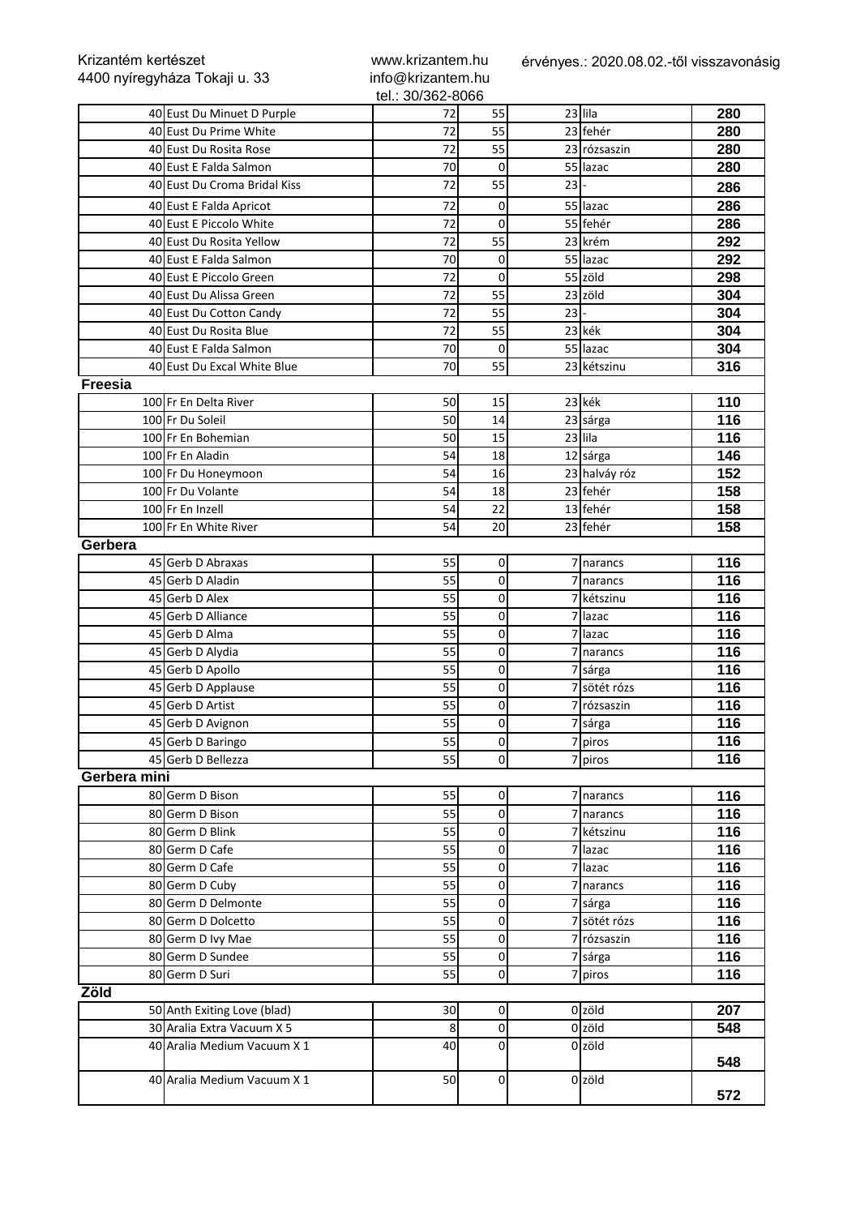Krizantém kertészet
4400 nyíregyháza Tokaji u. 33

www.krizantem.hu
info@krizantem.hu
tel.: 30/362-8066

érvényes.: 2020.08.02.-től visszavonásig

| | | | | | | |
|---|---|---|---|---|---|---|
| 40 | Eust Du Minuet D Purple | 72 | 55 | 23 | lila | **280** |
| 40 | Eust Du Prime White | 72 | 55 | 23 | fehér | **280** |
| 40 | Eust Du Rosita Rose | 72 | 55 | 23 | rózsaszin | **280** |
| 40 | Eust E Falda Salmon | 70 | 0 | 55 | lazac | **280** |
| 40 | Eust Du Croma Bridal Kiss | 72 | 55 | 23 | - | **286** |
| 40 | Eust E Falda Apricot | 72 | 0 | 55 | lazac | **286** |
| 40 | Eust E Piccolo White | 72 | 0 | 55 | fehér | **286** |
| 40 | Eust Du Rosita Yellow | 72 | 55 | 23 | krém | **292** |
| 40 | Eust E Falda Salmon | 70 | 0 | 55 | lazac | **292** |
| 40 | Eust E Piccolo Green | 72 | 0 | 55 | zöld | **298** |
| 40 | Eust Du Alissa Green | 72 | 55 | 23 | zöld | **304** |
| 40 | Eust Du Cotton Candy | 72 | 55 | 23 | - | **304** |
| 40 | Eust Du Rosita Blue | 72 | 55 | 23 | kék | **304** |
| 40 | Eust E Falda Salmon | 70 | 0 | 55 | lazac | **304** |
| 40 | Eust Du Excal White Blue | 70 | 55 | 23 | kétszinu | **316** |
| **Freesia** | | | | | | |
| 100 | Fr En Delta River | 50 | 15 | 23 | kék | **110** |
| 100 | Fr Du Soleil | 50 | 14 | 23 | sárga | **116** |
| 100 | Fr En Bohemian | 50 | 15 | 23 | lila | **116** |
| 100 | Fr En Aladin | 54 | 18 | 12 | sárga | **146** |
| 100 | Fr Du Honeymoon | 54 | 16 | 23 | halváy róz | **152** |
| 100 | Fr Du Volante | 54 | 18 | 23 | fehér | **158** |
| 100 | Fr En Inzell | 54 | 22 | 13 | fehér | **158** |
| 100 | Fr En White River | 54 | 20 | 23 | fehér | **158** |
| **Gerbera** | | | | | | |
| 45 | Gerb D Abraxas | 55 | 0 | 7 | narancs | **116** |
| 45 | Gerb D Aladin | 55 | 0 | 7 | narancs | **116** |
| 45 | Gerb D Alex | 55 | 0 | 7 | kétszinu | **116** |
| 45 | Gerb D Alliance | 55 | 0 | 7 | lazac | **116** |
| 45 | Gerb D Alma | 55 | 0 | 7 | lazac | **116** |
| 45 | Gerb D Alydia | 55 | 0 | 7 | narancs | **116** |
| 45 | Gerb D Apollo | 55 | 0 | 7 | sárga | **116** |
| 45 | Gerb D Applause | 55 | 0 | 7 | sötét rózs | **116** |
| 45 | Gerb D Artist | 55 | 0 | 7 | rózsaszin | **116** |
| 45 | Gerb D Avignon | 55 | 0 | 7 | sárga | **116** |
| 45 | Gerb D Baringo | 55 | 0 | 7 | piros | **116** |
| 45 | Gerb D Bellezza | 55 | 0 | 7 | piros | **116** |
| **Gerbera mini** | | | | | | |
| 80 | Germ D Bison | 55 | 0 | 7 | narancs | **116** |
| 80 | Germ D Bison | 55 | 0 | 7 | narancs | **116** |
| 80 | Germ D Blink | 55 | 0 | 7 | kétszinu | **116** |
| 80 | Germ D Cafe | 55 | 0 | 7 | lazac | **116** |
| 80 | Germ D Cafe | 55 | 0 | 7 | lazac | **116** |
| 80 | Germ D Cuby | 55 | 0 | 7 | narancs | **116** |
| 80 | Germ D Delmonte | 55 | 0 | 7 | sárga | **116** |
| 80 | Germ D Dolcetto | 55 | 0 | 7 | sötét rózs | **116** |
| 80 | Germ D Ivy Mae | 55 | 0 | 7 | rózsaszin | **116** |
| 80 | Germ D Sundee | 55 | 0 | 7 | sárga | **116** |
| 80 | Germ D Suri | 55 | 0 | 7 | piros | **116** |
| **Zöld** | | | | | | |
| 50 | Anth Exiting Love (blad) | 30 | 0 | 0 | zöld | **207** |
| 30 | Aralia Extra Vacuum X 5 | 8 | 0 | 0 | zöld | **548** |
| 40 | Aralia Medium Vacuum X 1 | 40 | 0 | 0 | zöld | **548** |
| 40 | Aralia Medium Vacuum X 1 | 50 | 0 | 0 | zöld | **572** |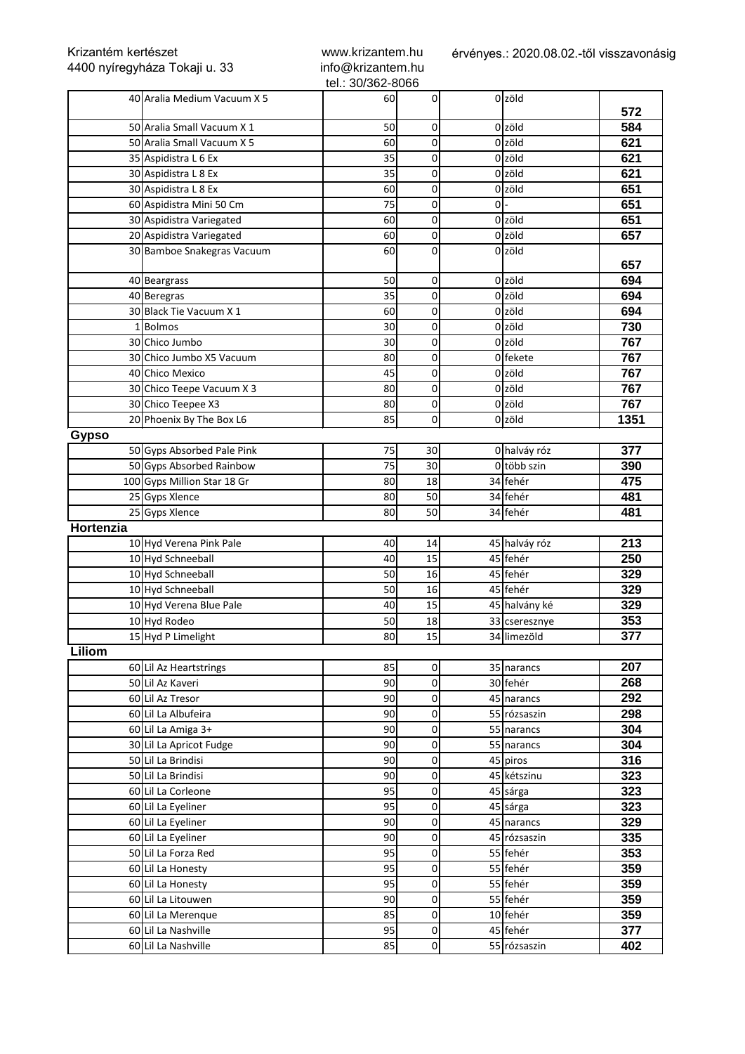Krizantém kertészet
4400 nyíregyháza Tokaji u. 33

www.krizantem.hu
info@krizantem.hu
tel.: 30/362-8066

érvényes.: 2020.08.02.-től visszavonásig

| | | | | | | |
|---|---|---|---|---|---|---|
| 40 | Aralia Medium Vacuum X 5 | 60 | 0 | 0 | zöld | 572 |
| 50 | Aralia Small Vacuum X 1 | 50 | 0 | 0 | zöld | 584 |
| 50 | Aralia Small Vacuum X 5 | 60 | 0 | 0 | zöld | 621 |
| 35 | Aspidistra L 6 Ex | 35 | 0 | 0 | zöld | 621 |
| 30 | Aspidistra L 8 Ex | 35 | 0 | 0 | zöld | 621 |
| 30 | Aspidistra L 8 Ex | 60 | 0 | 0 | zöld | 651 |
| 60 | Aspidistra Mini 50 Cm | 75 | 0 | 0 | - | 651 |
| 30 | Aspidistra Variegated | 60 | 0 | 0 | zöld | 651 |
| 20 | Aspidistra Variegated | 60 | 0 | 0 | zöld | 657 |
| 30 | Bamboe Snakegras Vacuum | 60 | 0 | 0 | zöld | 657 |
| 40 | Beargrass | 50 | 0 | 0 | zöld | 694 |
| 40 | Beregras | 35 | 0 | 0 | zöld | 694 |
| 30 | Black Tie Vacuum X 1 | 60 | 0 | 0 | zöld | 694 |
| 1 | Bolmos | 30 | 0 | 0 | zöld | 730 |
| 30 | Chico Jumbo | 30 | 0 | 0 | zöld | 767 |
| 30 | Chico Jumbo X5 Vacuum | 80 | 0 | 0 | fekete | 767 |
| 40 | Chico Mexico | 45 | 0 | 0 | zöld | 767 |
| 30 | Chico Teepe Vacuum X 3 | 80 | 0 | 0 | zöld | 767 |
| 30 | Chico Teepee X3 | 80 | 0 | 0 | zöld | 767 |
| 20 | Phoenix By The Box L6 | 85 | 0 | 0 | zöld | 1351 |
| **Gypso** | | | | | | |
| 50 | Gyps Absorbed Pale Pink | 75 | 30 | 0 | halváy róz | 377 |
| 50 | Gyps Absorbed Rainbow | 75 | 30 | 0 | több szin | 390 |
| 100 | Gyps Million Star 18 Gr | 80 | 18 | 34 | fehér | 475 |
| 25 | Gyps Xlence | 80 | 50 | 34 | fehér | 481 |
| 25 | Gyps Xlence | 80 | 50 | 34 | fehér | 481 |
| **Hortenzia** | | | | | | |
| 10 | Hyd Verena Pink Pale | 40 | 14 | 45 | halváy róz | 213 |
| 10 | Hyd Schneeball | 40 | 15 | 45 | fehér | 250 |
| 10 | Hyd Schneeball | 50 | 16 | 45 | fehér | 329 |
| 10 | Hyd Schneeball | 50 | 16 | 45 | fehér | 329 |
| 10 | Hyd Verena Blue Pale | 40 | 15 | 45 | halvány ké | 329 |
| 10 | Hyd Rodeo | 50 | 18 | 33 | cseresznye | 353 |
| 15 | Hyd P Limelight | 80 | 15 | 34 | limezöld | 377 |
| **Liliom** | | | | | | |
| 60 | Lil Az Heartstrings | 85 | 0 | 35 | narancs | 207 |
| 50 | Lil Az Kaveri | 90 | 0 | 30 | fehér | 268 |
| 60 | Lil Az Tresor | 90 | 0 | 45 | narancs | 292 |
| 60 | Lil La Albufeira | 90 | 0 | 55 | rózsaszin | 298 |
| 60 | Lil La Amiga 3+ | 90 | 0 | 55 | narancs | 304 |
| 30 | Lil La Apricot Fudge | 90 | 0 | 55 | narancs | 304 |
| 50 | Lil La Brindisi | 90 | 0 | 45 | piros | 316 |
| 50 | Lil La Brindisi | 90 | 0 | 45 | kétszinu | 323 |
| 60 | Lil La Corleone | 95 | 0 | 45 | sárga | 323 |
| 60 | Lil La Eyeliner | 95 | 0 | 45 | sárga | 323 |
| 60 | Lil La Eyeliner | 90 | 0 | 45 | narancs | 329 |
| 60 | Lil La Eyeliner | 90 | 0 | 45 | rózsaszin | 335 |
| 50 | Lil La Forza Red | 95 | 0 | 55 | fehér | 353 |
| 60 | Lil La Honesty | 95 | 0 | 55 | fehér | 359 |
| 60 | Lil La Honesty | 95 | 0 | 55 | fehér | 359 |
| 60 | Lil La Litouwen | 90 | 0 | 55 | fehér | 359 |
| 60 | Lil La Merenque | 85 | 0 | 10 | fehér | 359 |
| 60 | Lil La Nashville | 95 | 0 | 45 | fehér | 377 |
| 60 | Lil La Nashville | 85 | 0 | 55 | rózsaszin | 402 |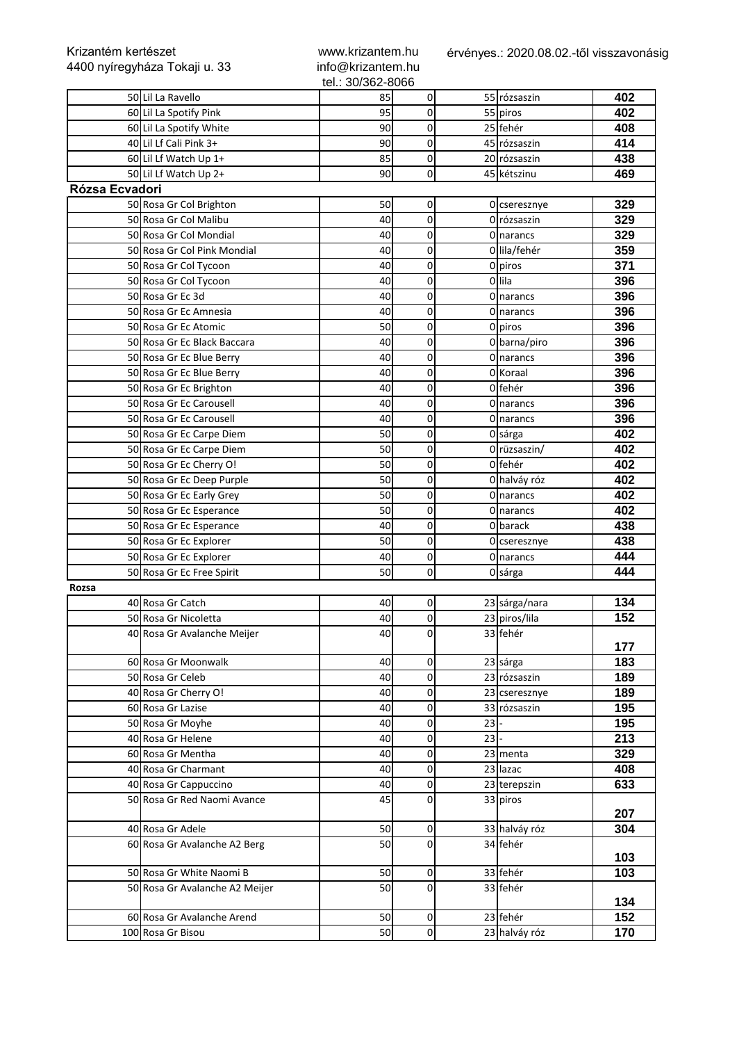Krizantém kertészet
4400 nyíregyháza Tokaji u. 33

www.krizantem.hu
info@krizantem.hu
tel.: 30/362-8066

érvényes.: 2020.08.02.-től visszavonásig

| | | | | | | |
|---|---|---|---|---|---|---|
| 50 | Lil La Ravello | 85 | 0 | 55 | rózsaszin | 402 |
| 60 | Lil La Spotify Pink | 95 | 0 | 55 | piros | 402 |
| 60 | Lil La Spotify White | 90 | 0 | 25 | fehér | 408 |
| 40 | Lil Lf Cali Pink 3+ | 90 | 0 | 45 | rózsaszin | 414 |
| 60 | Lil Lf Watch Up 1+ | 85 | 0 | 20 | rózsaszin | 438 |
| 50 | Lil Lf Watch Up 2+ | 90 | 0 | 45 | kétszinu | 469 |
| **Rózsa Ecvadori** | | | | | | |
| 50 | Rosa Gr Col Brighton | 50 | 0 | 0 | cseresznye | 329 |
| 50 | Rosa Gr Col Malibu | 40 | 0 | 0 | rózsaszin | 329 |
| 50 | Rosa Gr Col Mondial | 40 | 0 | 0 | narancs | 329 |
| 50 | Rosa Gr Col Pink Mondial | 40 | 0 | 0 | lila/fehér | 359 |
| 50 | Rosa Gr Col Tycoon | 40 | 0 | 0 | piros | 371 |
| 50 | Rosa Gr Col Tycoon | 40 | 0 | 0 | lila | 396 |
| 50 | Rosa Gr Ec 3d | 40 | 0 | 0 | narancs | 396 |
| 50 | Rosa Gr Ec Amnesia | 40 | 0 | 0 | narancs | 396 |
| 50 | Rosa Gr Ec Atomic | 50 | 0 | 0 | piros | 396 |
| 50 | Rosa Gr Ec Black Baccara | 40 | 0 | 0 | barna/piro | 396 |
| 50 | Rosa Gr Ec Blue Berry | 40 | 0 | 0 | narancs | 396 |
| 50 | Rosa Gr Ec Blue Berry | 40 | 0 | 0 | Koraal | 396 |
| 50 | Rosa Gr Ec Brighton | 40 | 0 | 0 | fehér | 396 |
| 50 | Rosa Gr Ec Carousell | 40 | 0 | 0 | narancs | 396 |
| 50 | Rosa Gr Ec Carousell | 40 | 0 | 0 | narancs | 396 |
| 50 | Rosa Gr Ec Carpe Diem | 50 | 0 | 0 | sárga | 402 |
| 50 | Rosa Gr Ec Carpe Diem | 50 | 0 | 0 | rüzsaszin/ | 402 |
| 50 | Rosa Gr Ec Cherry O! | 50 | 0 | 0 | fehér | 402 |
| 50 | Rosa Gr Ec Deep Purple | 50 | 0 | 0 | halváy róz | 402 |
| 50 | Rosa Gr Ec Early Grey | 50 | 0 | 0 | narancs | 402 |
| 50 | Rosa Gr Ec Esperance | 50 | 0 | 0 | narancs | 402 |
| 50 | Rosa Gr Ec Esperance | 40 | 0 | 0 | barack | 438 |
| 50 | Rosa Gr Ec Explorer | 50 | 0 | 0 | cseresznye | 438 |
| 50 | Rosa Gr Ec Explorer | 40 | 0 | 0 | narancs | 444 |
| 50 | Rosa Gr Ec Free Spirit | 50 | 0 | 0 | sárga | 444 |
| **Rozsa** | | | | | | |
| 40 | Rosa Gr Catch | 40 | 0 | 23 | sárga/nara | 134 |
| 50 | Rosa Gr Nicoletta | 40 | 0 | 23 | piros/lila | 152 |
| 40 | Rosa Gr Avalanche Meijer | 40 | 0 | 33 | fehér | 177 |
| 60 | Rosa Gr Moonwalk | 40 | 0 | 23 | sárga | 183 |
| 50 | Rosa Gr Celeb | 40 | 0 | 23 | rózsaszin | 189 |
| 40 | Rosa Gr Cherry O! | 40 | 0 | 23 | cseresznye | 189 |
| 60 | Rosa Gr Lazise | 40 | 0 | 33 | rózsaszin | 195 |
| 50 | Rosa Gr Moyhe | 40 | 0 | 23 | - | 195 |
| 40 | Rosa Gr Helene | 40 | 0 | 23 | - | 213 |
| 60 | Rosa Gr Mentha | 40 | 0 | 23 | menta | 329 |
| 40 | Rosa Gr Charmant | 40 | 0 | 23 | lazac | 408 |
| 40 | Rosa Gr Cappuccino | 40 | 0 | 23 | terepszin | 633 |
| 50 | Rosa Gr Red Naomi Avance | 45 | 0 | 33 | piros | 207 |
| 40 | Rosa Gr Adele | 50 | 0 | 33 | halváy róz | 304 |
| 60 | Rosa Gr Avalanche A2 Berg | 50 | 0 | 34 | fehér | 103 |
| 50 | Rosa Gr White Naomi B | 50 | 0 | 33 | fehér | 103 |
| 50 | Rosa Gr Avalanche A2 Meijer | 50 | 0 | 33 | fehér | 134 |
| 60 | Rosa Gr Avalanche Arend | 50 | 0 | 23 | fehér | 152 |
| 100 | Rosa Gr Bisou | 50 | 0 | 23 | halváy róz | 170 |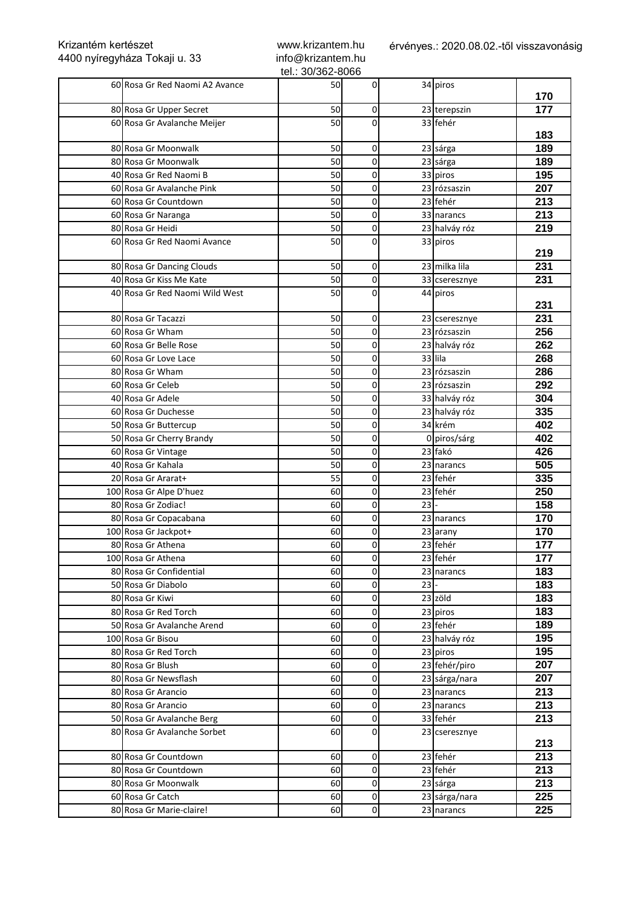Krizantém kertészet
4400 nyíregyháza Tokaji u. 33

www.krizantem.hu
info@krizantem.hu
tel.: 30/362-8066

érvényes.: 2020.08.02.-től visszavonásig

| | | | | | | |
|---|---|---|---|---|---|---|
| 60 | Rosa Gr Red Naomi A2 Avance | 50 | 0 | 34 | piros | 170 |
| 80 | Rosa Gr Upper Secret | 50 | 0 | 23 | terepszin | 177 |
| 60 | Rosa Gr Avalanche Meijer | 50 | 0 | 33 | fehér | 183 |
| 80 | Rosa Gr Moonwalk | 50 | 0 | 23 | sárga | 189 |
| 80 | Rosa Gr Moonwalk | 50 | 0 | 23 | sárga | 189 |
| 40 | Rosa Gr Red Naomi B | 50 | 0 | 33 | piros | 195 |
| 60 | Rosa Gr Avalanche Pink | 50 | 0 | 23 | rózsaszin | 207 |
| 60 | Rosa Gr Countdown | 50 | 0 | 23 | fehér | 213 |
| 60 | Rosa Gr Naranga | 50 | 0 | 33 | narancs | 213 |
| 80 | Rosa Gr Heidi | 50 | 0 | 23 | halváy róz | 219 |
| 60 | Rosa Gr Red Naomi Avance | 50 | 0 | 33 | piros | 219 |
| 80 | Rosa Gr Dancing Clouds | 50 | 0 | 23 | milka lila | 231 |
| 40 | Rosa Gr Kiss Me Kate | 50 | 0 | 33 | cseresznye | 231 |
| 40 | Rosa Gr Red Naomi Wild West | 50 | 0 | 44 | piros | 231 |
| 80 | Rosa Gr Tacazzi | 50 | 0 | 23 | cseresznye | 231 |
| 60 | Rosa Gr Wham | 50 | 0 | 23 | rózsaszin | 256 |
| 60 | Rosa Gr Belle Rose | 50 | 0 | 23 | halváy róz | 262 |
| 60 | Rosa Gr Love Lace | 50 | 0 | 33 | lila | 268 |
| 80 | Rosa Gr Wham | 50 | 0 | 23 | rózsaszin | 286 |
| 60 | Rosa Gr Celeb | 50 | 0 | 23 | rózsaszin | 292 |
| 40 | Rosa Gr Adele | 50 | 0 | 33 | halváy róz | 304 |
| 60 | Rosa Gr Duchesse | 50 | 0 | 23 | halváy róz | 335 |
| 50 | Rosa Gr Buttercup | 50 | 0 | 34 | krém | 402 |
| 50 | Rosa Gr Cherry Brandy | 50 | 0 | 0 | piros/sárg | 402 |
| 60 | Rosa Gr Vintage | 50 | 0 | 23 | fakó | 426 |
| 40 | Rosa Gr Kahala | 50 | 0 | 23 | narancs | 505 |
| 20 | Rosa Gr Ararat+ | 55 | 0 | 23 | fehér | 335 |
| 100 | Rosa Gr Alpe D'huez | 60 | 0 | 23 | fehér | 250 |
| 80 | Rosa Gr Zodiac! | 60 | 0 | 23 | - | 158 |
| 80 | Rosa Gr Copacabana | 60 | 0 | 23 | narancs | 170 |
| 100 | Rosa Gr Jackpot+ | 60 | 0 | 23 | arany | 170 |
| 80 | Rosa Gr Athena | 60 | 0 | 23 | fehér | 177 |
| 100 | Rosa Gr Athena | 60 | 0 | 23 | fehér | 177 |
| 80 | Rosa Gr Confidential | 60 | 0 | 23 | narancs | 183 |
| 50 | Rosa Gr Diabolo | 60 | 0 | 23 | - | 183 |
| 80 | Rosa Gr Kiwi | 60 | 0 | 23 | zöld | 183 |
| 80 | Rosa Gr Red Torch | 60 | 0 | 23 | piros | 183 |
| 50 | Rosa Gr Avalanche Arend | 60 | 0 | 23 | fehér | 189 |
| 100 | Rosa Gr Bisou | 60 | 0 | 23 | halváy róz | 195 |
| 80 | Rosa Gr Red Torch | 60 | 0 | 23 | piros | 195 |
| 80 | Rosa Gr Blush | 60 | 0 | 23 | fehér/piro | 207 |
| 80 | Rosa Gr Newsflash | 60 | 0 | 23 | sárga/nara | 207 |
| 80 | Rosa Gr Arancio | 60 | 0 | 23 | narancs | 213 |
| 80 | Rosa Gr Arancio | 60 | 0 | 23 | narancs | 213 |
| 50 | Rosa Gr Avalanche Berg | 60 | 0 | 33 | fehér | 213 |
| 80 | Rosa Gr Avalanche Sorbet | 60 | 0 | 23 | cseresznye | 213 |
| 80 | Rosa Gr Countdown | 60 | 0 | 23 | fehér | 213 |
| 80 | Rosa Gr Countdown | 60 | 0 | 23 | fehér | 213 |
| 80 | Rosa Gr Moonwalk | 60 | 0 | 23 | sárga | 213 |
| 60 | Rosa Gr Catch | 60 | 0 | 23 | sárga/nara | 225 |
| 80 | Rosa Gr Marie-claire! | 60 | 0 | 23 | narancs | 225 |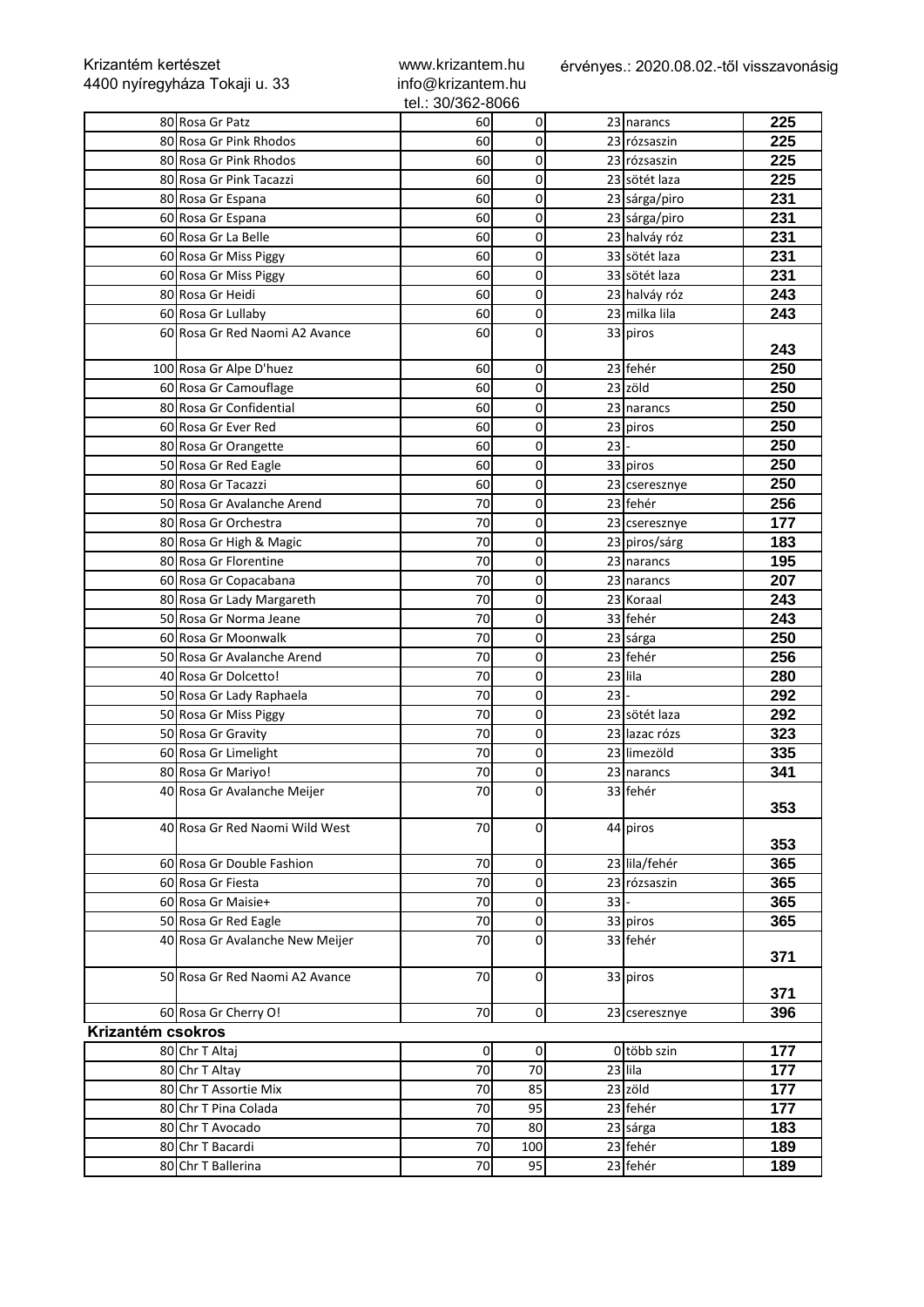Krizantém kertészet
4400 nyíregyháza Tokaji u. 33

www.krizantem.hu
info@krizantem.hu
tel.: 30/362-8066

érvényes.: 2020.08.02.-től visszavonásig

| | | | | | | |
|---|---|---|---|---|---|---|
| 80 | Rosa Gr Patz | 60 | 0 | 23 | narancs | **225** |
| 80 | Rosa Gr Pink Rhodos | 60 | 0 | 23 | rózsaszin | **225** |
| 80 | Rosa Gr Pink Rhodos | 60 | 0 | 23 | rózsaszin | **225** |
| 80 | Rosa Gr Pink Tacazzi | 60 | 0 | 23 | sötét laza | **225** |
| 80 | Rosa Gr Espana | 60 | 0 | 23 | sárga/piro | **231** |
| 60 | Rosa Gr Espana | 60 | 0 | 23 | sárga/piro | **231** |
| 60 | Rosa Gr La Belle | 60 | 0 | 23 | halváy róz | **231** |
| 60 | Rosa Gr Miss Piggy | 60 | 0 | 33 | sötét laza | **231** |
| 60 | Rosa Gr Miss Piggy | 60 | 0 | 33 | sötét laza | **231** |
| 80 | Rosa Gr Heidi | 60 | 0 | 23 | halváy róz | **243** |
| 60 | Rosa Gr Lullaby | 60 | 0 | 23 | milka lila | **243** |
| 60 | Rosa Gr Red Naomi A2 Avance | 60 | 0 | 33 | piros | **243** |
| 100 | Rosa Gr Alpe D'huez | 60 | 0 | 23 | fehér | **250** |
| 60 | Rosa Gr Camouflage | 60 | 0 | 23 | zöld | **250** |
| 80 | Rosa Gr Confidential | 60 | 0 | 23 | narancs | **250** |
| 60 | Rosa Gr Ever Red | 60 | 0 | 23 | piros | **250** |
| 80 | Rosa Gr Orangette | 60 | 0 | 23 | - | **250** |
| 50 | Rosa Gr Red Eagle | 60 | 0 | 33 | piros | **250** |
| 80 | Rosa Gr Tacazzi | 60 | 0 | 23 | cseresznye | **250** |
| 50 | Rosa Gr Avalanche Arend | 70 | 0 | 23 | fehér | **256** |
| 80 | Rosa Gr Orchestra | 70 | 0 | 23 | cseresznye | **177** |
| 80 | Rosa Gr High & Magic | 70 | 0 | 23 | piros/sárg | **183** |
| 80 | Rosa Gr Florentine | 70 | 0 | 23 | narancs | **195** |
| 60 | Rosa Gr Copacabana | 70 | 0 | 23 | narancs | **207** |
| 80 | Rosa Gr Lady Margareth | 70 | 0 | 23 | Koraal | **243** |
| 50 | Rosa Gr Norma Jeane | 70 | 0 | 33 | fehér | **243** |
| 60 | Rosa Gr Moonwalk | 70 | 0 | 23 | sárga | **250** |
| 50 | Rosa Gr Avalanche Arend | 70 | 0 | 23 | fehér | **256** |
| 40 | Rosa Gr Dolcetto! | 70 | 0 | 23 | lila | **280** |
| 50 | Rosa Gr Lady Raphaela | 70 | 0 | 23 | - | **292** |
| 50 | Rosa Gr Miss Piggy | 70 | 0 | 23 | sötét laza | **292** |
| 50 | Rosa Gr Gravity | 70 | 0 | 23 | lazac rózs | **323** |
| 60 | Rosa Gr Limelight | 70 | 0 | 23 | limezöld | **335** |
| 80 | Rosa Gr Mariyo! | 70 | 0 | 23 | narancs | **341** |
| 40 | Rosa Gr Avalanche Meijer | 70 | 0 | 33 | fehér | **353** |
| 40 | Rosa Gr Red Naomi Wild West | 70 | 0 | 44 | piros | **353** |
| 60 | Rosa Gr Double Fashion | 70 | 0 | 23 | lila/fehér | **365** |
| 60 | Rosa Gr Fiesta | 70 | 0 | 23 | rózsaszin | **365** |
| 60 | Rosa Gr Maisie+ | 70 | 0 | 33 | - | **365** |
| 50 | Rosa Gr Red Eagle | 70 | 0 | 33 | piros | **365** |
| 40 | Rosa Gr Avalanche New Meijer | 70 | 0 | 33 | fehér | **371** |
| 50 | Rosa Gr Red Naomi A2 Avance | 70 | 0 | 33 | piros | **371** |
| 60 | Rosa Gr Cherry O! | 70 | 0 | 23 | cseresznye | **396** |
| **Krizantém csokros** | | | | | | |
| 80 | Chr T Altaj | 0 | 0 | 0 | több szin | **177** |
| 80 | Chr T Altay | 70 | 70 | 23 | lila | **177** |
| 80 | Chr T Assortie Mix | 70 | 85 | 23 | zöld | **177** |
| 80 | Chr T Pina Colada | 70 | 95 | 23 | fehér | **177** |
| 80 | Chr T Avocado | 70 | 80 | 23 | sárga | **183** |
| 80 | Chr T Bacardi | 70 | 100 | 23 | fehér | **189** |
| 80 | Chr T Ballerina | 70 | 95 | 23 | fehér | **189** |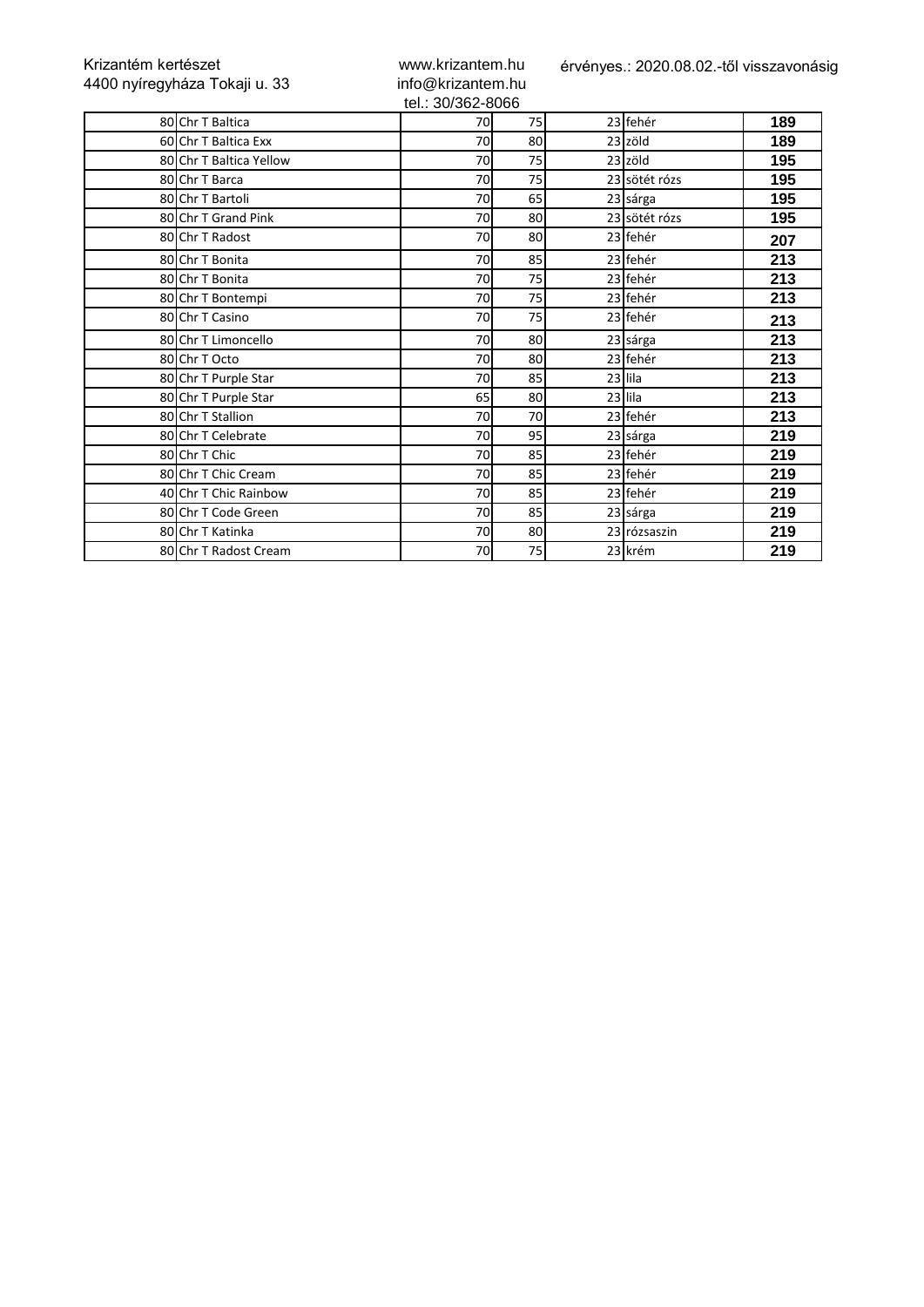Krizantém kertészet
4400 nyíregyháza Tokaji u. 33

www.krizantem.hu
info@krizantem.hu
tel.: 30/362-8066

érvényes.: 2020.08.02.-től visszavonásig

| | | | | | | |
|---|---|---|---|---|---|---|
| 80 | Chr T Baltica | 70 | 75 | 23 | fehér | **189** |
| 60 | Chr T Baltica Exx | 70 | 80 | 23 | zöld | **189** |
| 80 | Chr T Baltica Yellow | 70 | 75 | 23 | zöld | **195** |
| 80 | Chr T Barca | 70 | 75 | 23 | sötét rózs | **195** |
| 80 | Chr T Bartoli | 70 | 65 | 23 | sárga | **195** |
| 80 | Chr T Grand Pink | 70 | 80 | 23 | sötét rózs | **195** |
| 80 | Chr T Radost | 70 | 80 | 23 | fehér | **207** |
| 80 | Chr T Bonita | 70 | 85 | 23 | fehér | **213** |
| 80 | Chr T Bonita | 70 | 75 | 23 | fehér | **213** |
| 80 | Chr T Bontempi | 70 | 75 | 23 | fehér | **213** |
| 80 | Chr T Casino | 70 | 75 | 23 | fehér | **213** |
| 80 | Chr T Limoncello | 70 | 80 | 23 | sárga | **213** |
| 80 | Chr T Octo | 70 | 80 | 23 | fehér | **213** |
| 80 | Chr T Purple Star | 70 | 85 | 23 | lila | **213** |
| 80 | Chr T Purple Star | 65 | 80 | 23 | lila | **213** |
| 80 | Chr T Stallion | 70 | 70 | 23 | fehér | **213** |
| 80 | Chr T Celebrate | 70 | 95 | 23 | sárga | **219** |
| 80 | Chr T Chic | 70 | 85 | 23 | fehér | **219** |
| 80 | Chr T Chic Cream | 70 | 85 | 23 | fehér | **219** |
| 40 | Chr T Chic Rainbow | 70 | 85 | 23 | fehér | **219** |
| 80 | Chr T Code Green | 70 | 85 | 23 | sárga | **219** |
| 80 | Chr T Katinka | 70 | 80 | 23 | rózsaszin | **219** |
| 80 | Chr T Radost Cream | 70 | 75 | 23 | krém | **219** |